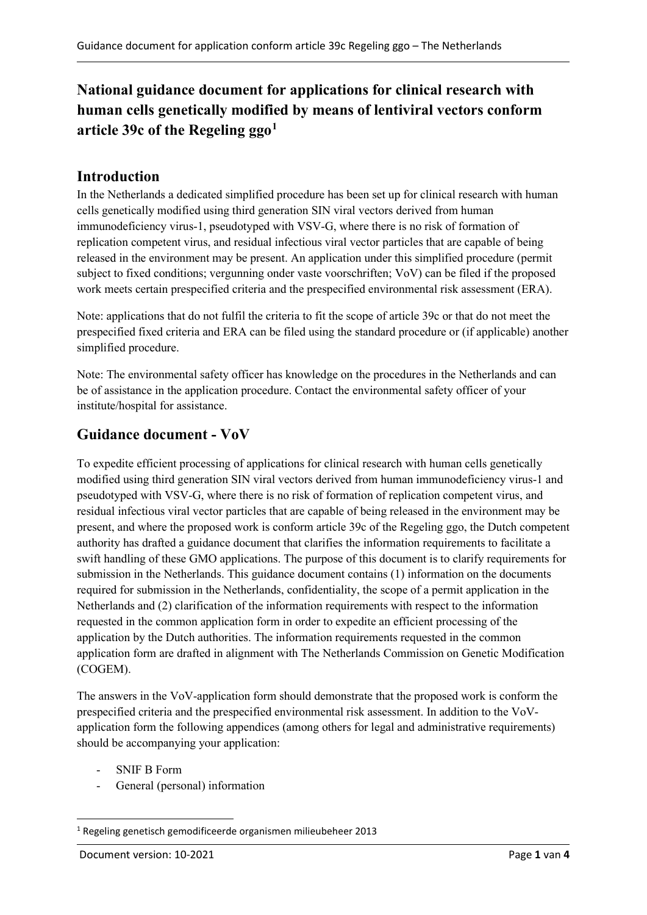# National guidance document for applications for clinical research with human cells genetically modified by means of lentiviral vectors conform article 39c of the Regeling ggo[1]

## Introduction

In the Netherlands a dedicated simplified procedure has been set up for clinical research with human cells genetically modified using third generation SIN viral vectors derived from human immunodeficiency virus-1, pseudotyped with VSV-G, where there is no risk of formation of replication competent virus, and residual infectious viral vector particles that are capable of being released in the environment may be present. An application under this simplified procedure (permit subject to fixed conditions; vergunning onder vaste voorschriften; VoV) can be filed if the proposed work meets certain prespecified criteria and the prespecified environmental risk assessment (ERA).

Note: applications that do not fulfil the criteria to fit the scope of article 39c or that do not meet the prespecified fixed criteria and ERA can be filed using the standard procedure or (if applicable) another simplified procedure.

Note: The environmental safety officer has knowledge on the procedures in the Netherlands and can be of assistance in the application procedure. Contact the environmental safety officer of your institute/hospital for assistance.

## Guidance document - VoV

To expedite efficient processing of applications for clinical research with human cells genetically modified using third generation SIN viral vectors derived from human immunodeficiency virus-1 and pseudotyped with VSV-G, where there is no risk of formation of replication competent virus, and residual infectious viral vector particles that are capable of being released in the environment may be present, and where the proposed work is conform article 39c of the Regeling ggo, the Dutch competent authority has drafted a guidance document that clarifies the information requirements to facilitate a swift handling of these GMO applications. The purpose of this document is to clarify requirements for submission in the Netherlands. This guidance document contains (1) information on the documents required for submission in the Netherlands, confidentiality, the scope of a permit application in the Netherlands and (2) clarification of the information requirements with respect to the information requested in the common application form in order to expedite an efficient processing of the application by the Dutch authorities. The information requirements requested in the common application form are drafted in alignment with The Netherlands Commission on Genetic Modification (COGEM).

The answers in the VoV-application form should demonstrate that the proposed work is conform the prespecified criteria and the prespecified environmental risk assessment. In addition to the VoV-application form the following appendices (among others for legal and administrative requirements) should be accompanying your application:

- SNIF B Form
- General (personal) information

[1] Regeling genetisch gemodificeerde organismen milieubeheer 2013

Document version: 10-2021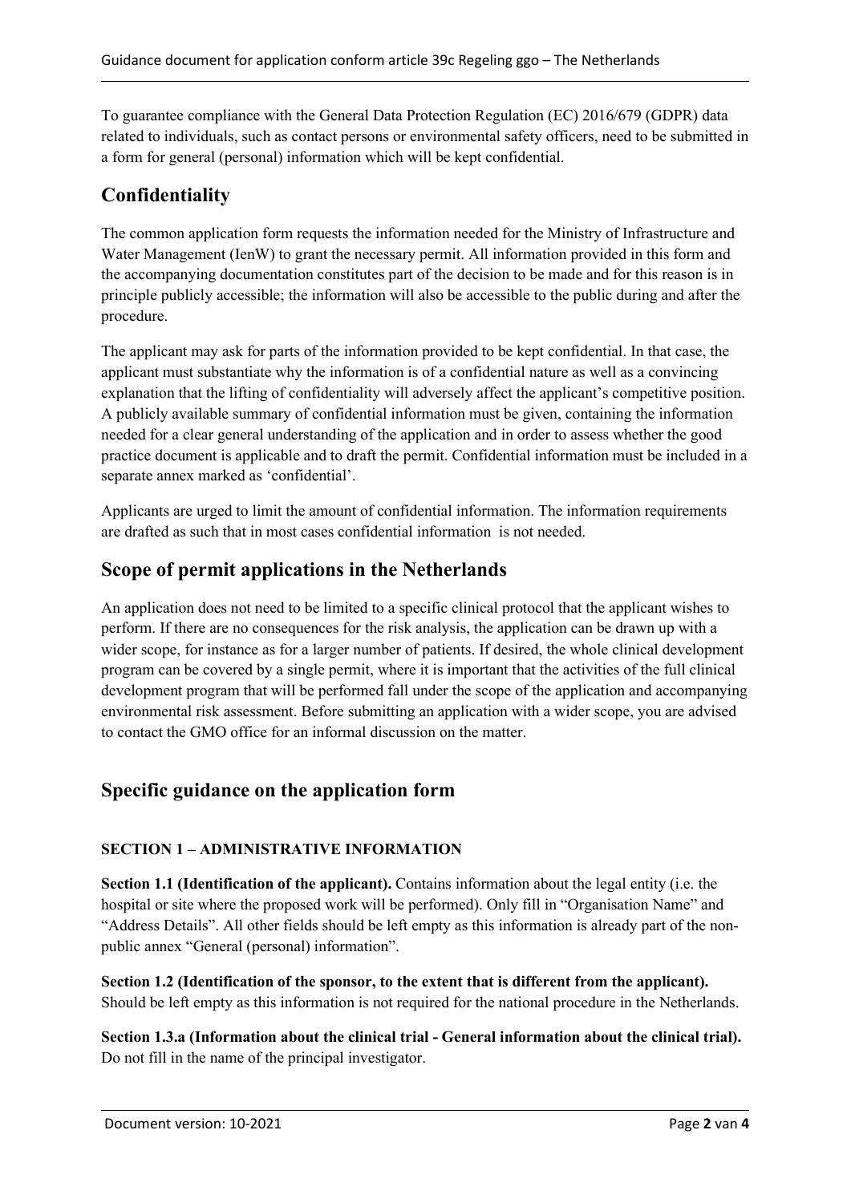To guarantee compliance with the General Data Protection Regulation (EC) 2016/679 (GDPR) data related to individuals, such as contact persons or environmental safety officers, need to be submitted in a form for general (personal) information which will be kept confidential.

## Confidentiality

The common application form requests the information needed for the Ministry of Infrastructure and Water Management (IenW) to grant the necessary permit. All information provided in this form and the accompanying documentation constitutes part of the decision to be made and for this reason is in principle publicly accessible; the information will also be accessible to the public during and after the procedure.

The applicant may ask for parts of the information provided to be kept confidential. In that case, the applicant must substantiate why the information is of a confidential nature as well as a convincing explanation that the lifting of confidentiality will adversely affect the applicant's competitive position. A publicly available summary of confidential information must be given, containing the information needed for a clear general understanding of the application and in order to assess whether the good practice document is applicable and to draft the permit. Confidential information must be included in a separate annex marked as 'confidential'.

Applicants are urged to limit the amount of confidential information. The information requirements are drafted as such that in most cases confidential information is not needed.

## Scope of permit applications in the Netherlands

An application does not need to be limited to a specific clinical protocol that the applicant wishes to perform. If there are no consequences for the risk analysis, the application can be drawn up with a wider scope, for instance as for a larger number of patients. If desired, the whole clinical development program can be covered by a single permit, where it is important that the activities of the full clinical development program that will be performed fall under the scope of the application and accompanying environmental risk assessment. Before submitting an application with a wider scope, you are advised to contact the GMO office for an informal discussion on the matter.

## Specific guidance on the application form

### SECTION 1 – ADMINISTRATIVE INFORMATION

**Section 1.1 (Identification of the applicant).** Contains information about the legal entity (i.e. the hospital or site where the proposed work will be performed). Only fill in "Organisation Name" and "Address Details". All other fields should be left empty as this information is already part of the non-public annex "General (personal) information".

**Section 1.2 (Identification of the sponsor, to the extent that is different from the applicant).** Should be left empty as this information is not required for the national procedure in the Netherlands.

**Section 1.3.a (Information about the clinical trial - General information about the clinical trial).** Do not fill in the name of the principal investigator.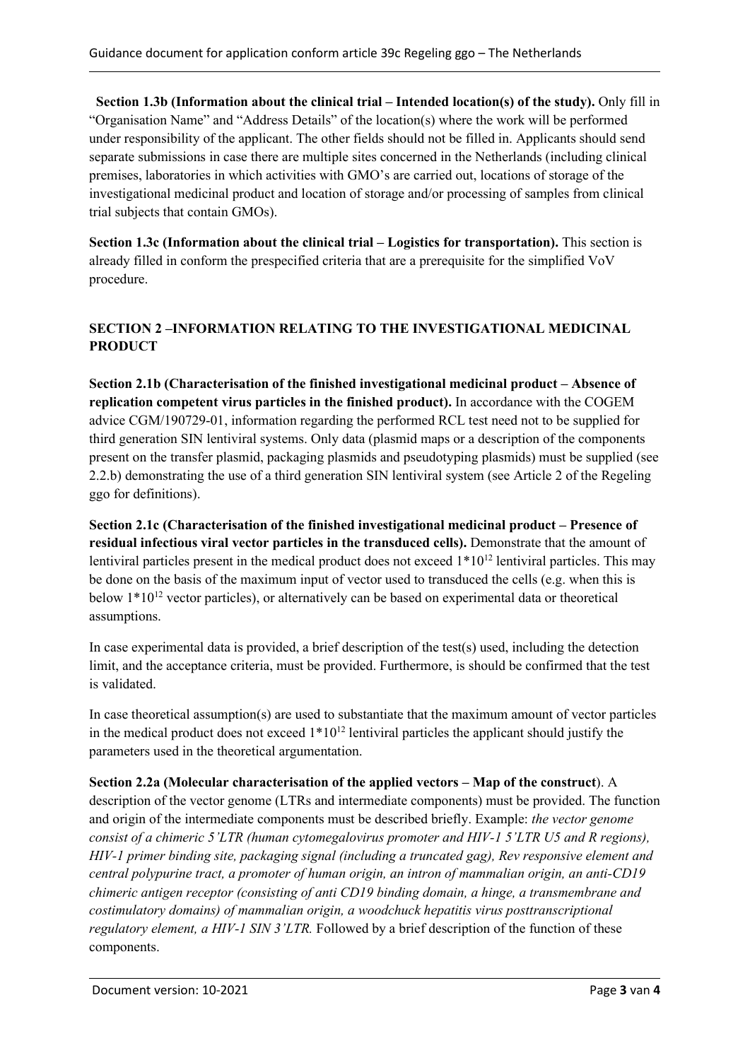**Section 1.3b (Information about the clinical trial – Intended location(s) of the study).** Only fill in "Organisation Name" and "Address Details" of the location(s) where the work will be performed under responsibility of the applicant. The other fields should not be filled in. Applicants should send separate submissions in case there are multiple sites concerned in the Netherlands (including clinical premises, laboratories in which activities with GMO's are carried out, locations of storage of the investigational medicinal product and location of storage and/or processing of samples from clinical trial subjects that contain GMOs).

**Section 1.3c (Information about the clinical trial – Logistics for transportation).** This section is already filled in conform the prespecified criteria that are a prerequisite for the simplified VoV procedure.

## SECTION 2 –INFORMATION RELATING TO THE INVESTIGATIONAL MEDICINAL PRODUCT

**Section 2.1b (Characterisation of the finished investigational medicinal product – Absence of replication competent virus particles in the finished product).** In accordance with the COGEM advice CGM/190729-01, information regarding the performed RCL test need not to be supplied for third generation SIN lentiviral systems. Only data (plasmid maps or a description of the components present on the transfer plasmid, packaging plasmids and pseudotyping plasmids) must be supplied (see 2.2.b) demonstrating the use of a third generation SIN lentiviral system (see Article 2 of the Regeling ggo for definitions).

**Section 2.1c (Characterisation of the finished investigational medicinal product – Presence of residual infectious viral vector particles in the transduced cells).** Demonstrate that the amount of lentiviral particles present in the medical product does not exceed $1*10^{12}$ lentiviral particles. This may be done on the basis of the maximum input of vector used to transduced the cells (e.g. when this is below $1*10^{12}$ vector particles), or alternatively can be based on experimental data or theoretical assumptions.

In case experimental data is provided, a brief description of the test(s) used, including the detection limit, and the acceptance criteria, must be provided. Furthermore, is should be confirmed that the test is validated.

In case theoretical assumption(s) are used to substantiate that the maximum amount of vector particles in the medical product does not exceed $1*10^{12}$ lentiviral particles the applicant should justify the parameters used in the theoretical argumentation.

**Section 2.2a (Molecular characterisation of the applied vectors – Map of the construct**). A description of the vector genome (LTRs and intermediate components) must be provided. The function and origin of the intermediate components must be described briefly. Example: *the vector genome consist of a chimeric 5'LTR (human cytomegalovirus promoter and HIV-1 5'LTR U5 and R regions), HIV-1 primer binding site, packaging signal (including a truncated gag), Rev responsive element and central polypurine tract, a promoter of human origin, an intron of mammalian origin, an anti-CD19 chimeric antigen receptor (consisting of anti CD19 binding domain, a hinge, a transmembrane and costimulatory domains) of mammalian origin, a woodchuck hepatitis virus posttranscriptional regulatory element, a HIV-1 SIN 3'LTR.* Followed by a brief description of the function of these components.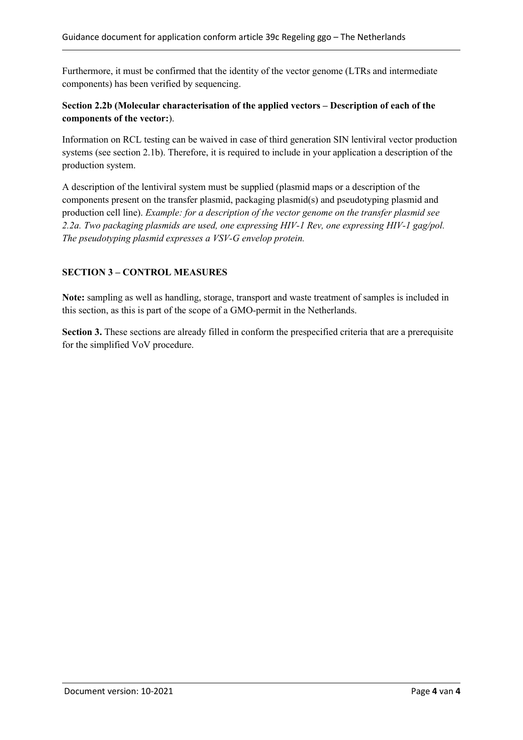Furthermore, it must be confirmed that the identity of the vector genome (LTRs and intermediate components) has been verified by sequencing.

**Section 2.2b (Molecular characterisation of the applied vectors – Description of each of the components of the vector:**).

Information on RCL testing can be waived in case of third generation SIN lentiviral vector production systems (see section 2.1b). Therefore, it is required to include in your application a description of the production system.

A description of the lentiviral system must be supplied (plasmid maps or a description of the components present on the transfer plasmid, packaging plasmid(s) and pseudotyping plasmid and production cell line). *Example: for a description of the vector genome on the transfer plasmid see 2.2a. Two packaging plasmids are used, one expressing HIV-1 Rev, one expressing HIV-1 gag/pol. The pseudotyping plasmid expresses a VSV-G envelop protein.*

## SECTION 3 – CONTROL MEASURES

**Note:** sampling as well as handling, storage, transport and waste treatment of samples is included in this section, as this is part of the scope of a GMO-permit in the Netherlands.

**Section 3.** These sections are already filled in conform the prespecified criteria that are a prerequisite for the simplified VoV procedure.